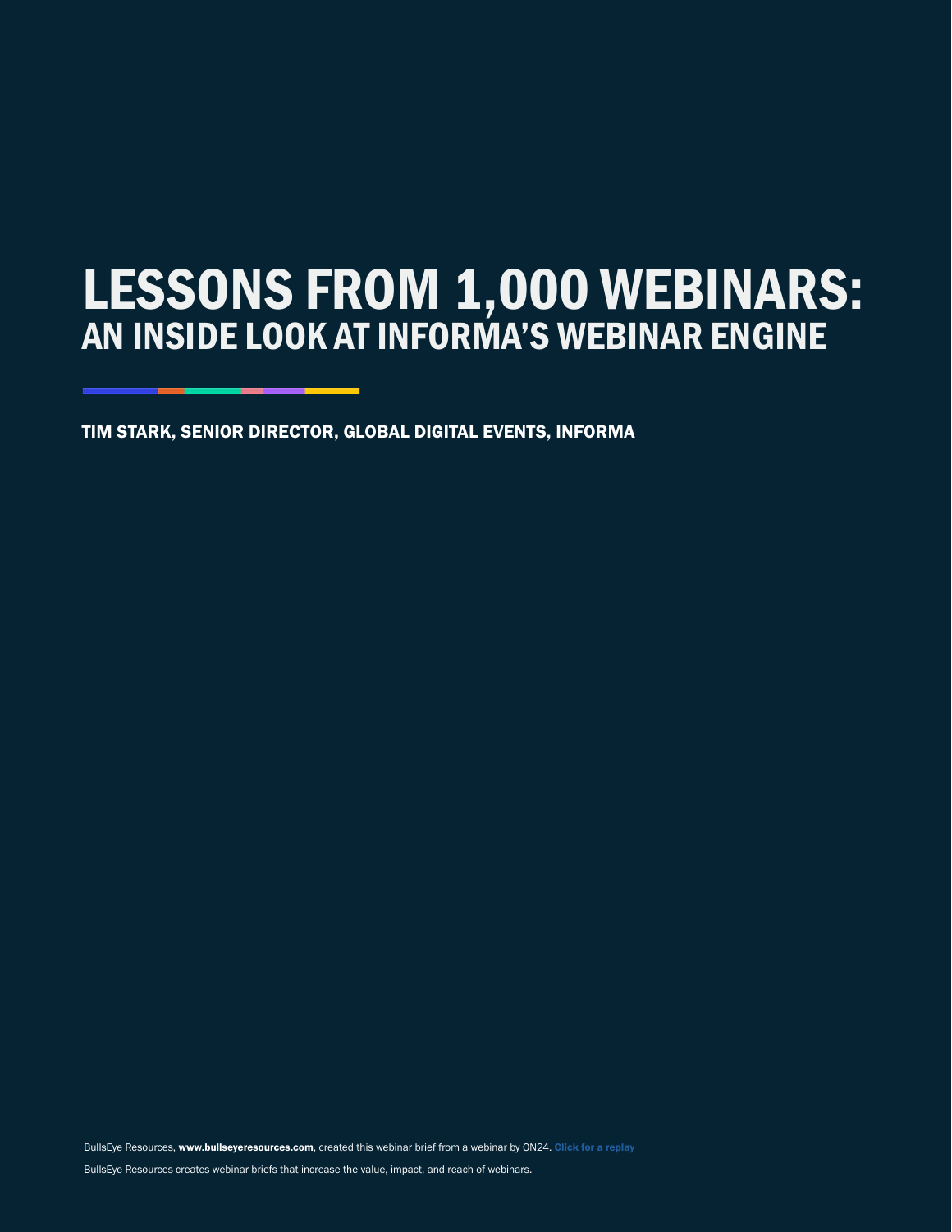# LESSONS FROM 1,000 WEBINARS:
## AN INSIDE LOOK AT INFORMA'S WEBINAR ENGINE

**TIM STARK, SENIOR DIRECTOR, GLOBAL DIGITAL EVENTS, INFORMA**

BullsEye Resources, **www.bullseyeresources.com**, created this webinar brief from a webinar by ON24. Click for a replay

BullsEye Resources creates webinar briefs that increase the value, impact, and reach of webinars.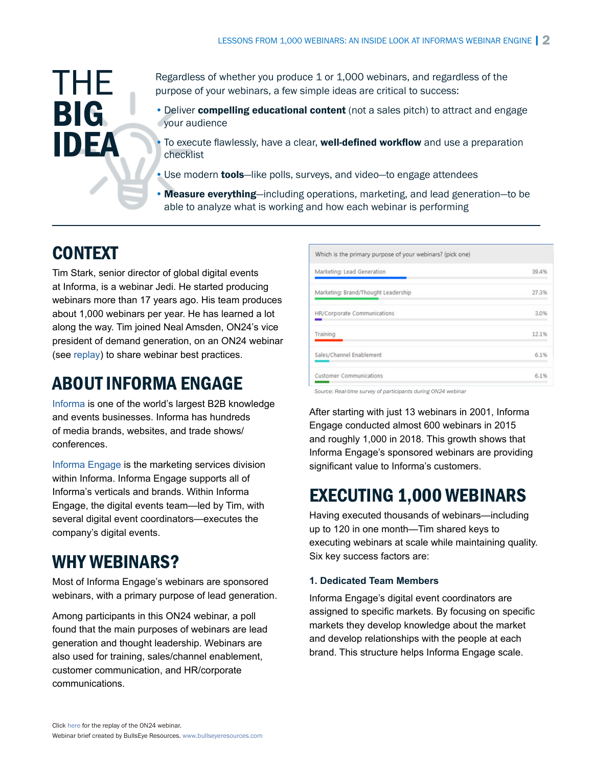# THE BIG IDEA

Regardless of whether you produce 1 or 1,000 webinars, and regardless of the purpose of your webinars, a few simple ideas are critical to success:

- Deliver **compelling educational content** (not a sales pitch) to attract and engage your audience
- To execute flawlessly, have a clear, **well-defined workflow** and use a preparation checklist
- Use modern **tools**—like polls, surveys, and video—to engage attendees
- **Measure everything**—including operations, marketing, and lead generation—to be able to analyze what is working and how each webinar is performing

## CONTEXT

Tim Stark, senior director of global digital events at Informa, is a webinar Jedi. He started producing webinars more than 17 years ago. His team produces about 1,000 webinars per year. He has learned a lot along the way. Tim joined Neal Amsden, ON24's vice president of demand generation, on an ON24 webinar (see replay) to share webinar best practices.

## ABOUT INFORMA ENGAGE

Informa is one of the world's largest B2B knowledge and events businesses. Informa has hundreds of media brands, websites, and trade shows/ conferences.

Informa Engage is the marketing services division within Informa. Informa Engage supports all of Informa's verticals and brands. Within Informa Engage, the digital events team—led by Tim, with several digital event coordinators—executes the company's digital events.

## WHY WEBINARS?

Most of Informa Engage's webinars are sponsored webinars, with a primary purpose of lead generation.

Among participants in this ON24 webinar, a poll found that the main purposes of webinars are lead generation and thought leadership. Webinars are also used for training, sales/channel enablement, customer communication, and HR/corporate communications.

| Which is the primary purpose of your webinars? (pick one) | |
|---|---|
| Marketing: Lead Generation | 39.4% |
| Marketing: Brand/Thought Leadership | 27.3% |
| HR/Corporate Communications | 3.0% |
| Training | 12.1% |
| Sales/Channel Enablement | 6.1% |
| Customer Communications | 6.1% |

*Source: Real-time survey of participants during ON24 webinar*

After starting with just 13 webinars in 2001, Informa Engage conducted almost 600 webinars in 2015 and roughly 1,000 in 2018. This growth shows that Informa Engage's sponsored webinars are providing significant value to Informa's customers.

## EXECUTING 1,000 WEBINARS

Having executed thousands of webinars—including up to 120 in one month—Tim shared keys to executing webinars at scale while maintaining quality. Six key success factors are:

### 1. Dedicated Team Members

Informa Engage's digital event coordinators are assigned to specific markets. By focusing on specific markets they develop knowledge about the market and develop relationships with the people at each brand. This structure helps Informa Engage scale.

Click here for the replay of the ON24 webinar.
Webinar brief created by BullsEye Resources. www.bullseyeresources.com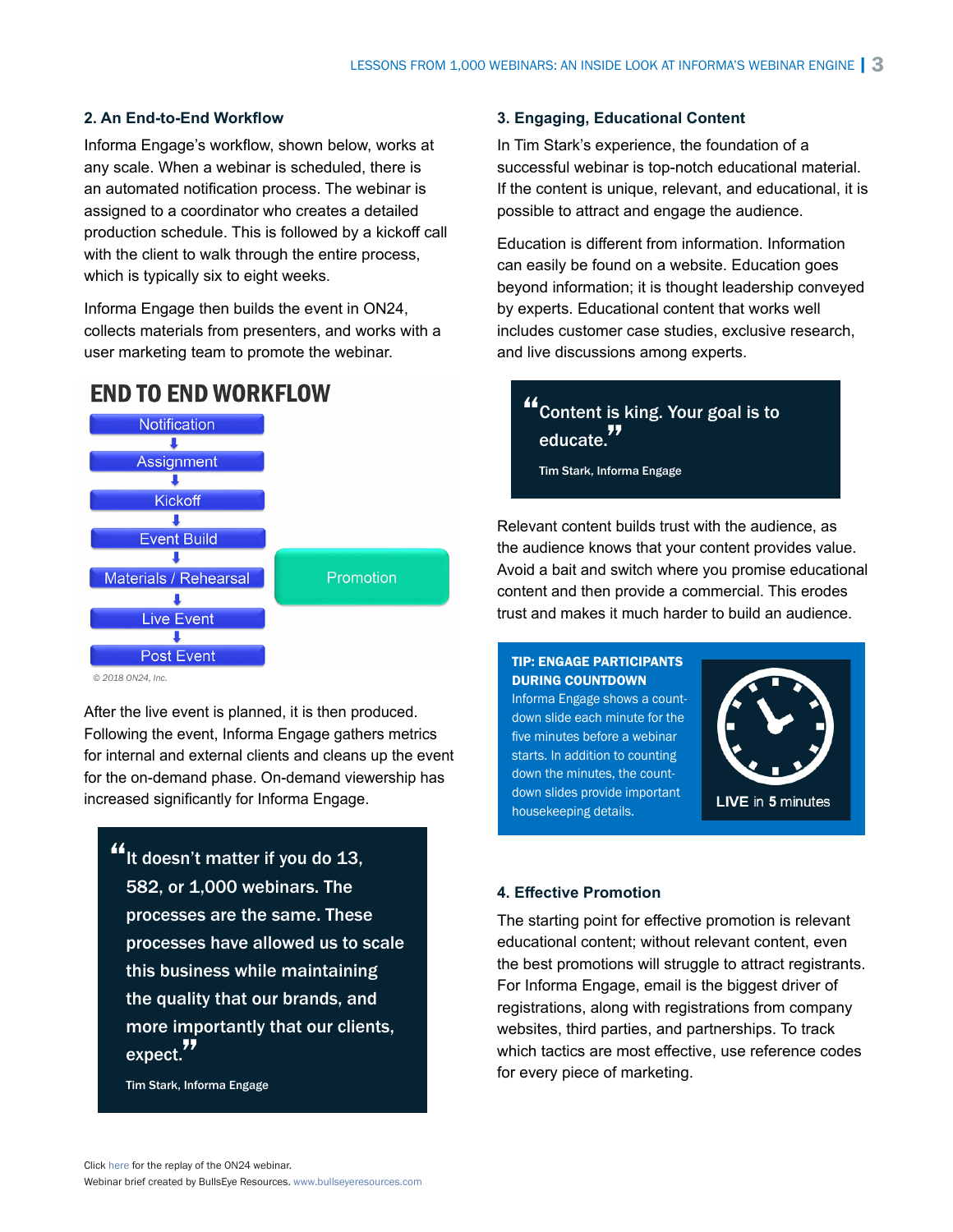## 2. An End-to-End Workflow

Informa Engage's workflow, shown below, works at any scale. When a webinar is scheduled, there is an automated notification process. The webinar is assigned to a coordinator who creates a detailed production schedule. This is followed by a kickoff call with the client to walk through the entire process, which is typically six to eight weeks.

Informa Engage then builds the event in ON24, collects materials from presenters, and works with a user marketing team to promote the webinar.

### END TO END WORKFLOW

- Notification
- Assignment
- Kickoff
- Event Build
- Materials / Rehearsal — Promotion
- Live Event
- Post Event

© 2018 ON24, Inc.

After the live event is planned, it is then produced. Following the event, Informa Engage gathers metrics for internal and external clients and cleans up the event for the on-demand phase. On-demand viewership has increased significantly for Informa Engage.

> "It doesn't matter if you do 13, 582, or 1,000 webinars. The processes are the same. These processes have allowed us to scale this business while maintaining the quality that our brands, and more importantly that our clients, expect."
>
> Tim Stark, Informa Engage

## 3. Engaging, Educational Content

In Tim Stark's experience, the foundation of a successful webinar is top-notch educational material. If the content is unique, relevant, and educational, it is possible to attract and engage the audience.

Education is different from information. Information can easily be found on a website. Education goes beyond information; it is thought leadership conveyed by experts. Educational content that works well includes customer case studies, exclusive research, and live discussions among experts.

> "Content is king. Your goal is to educate."
>
> Tim Stark, Informa Engage

Relevant content builds trust with the audience, as the audience knows that your content provides value. Avoid a bait and switch where you promise educational content and then provide a commercial. This erodes trust and makes it much harder to build an audience.

**TIP: ENGAGE PARTICIPANTS DURING COUNTDOWN**

Informa Engage shows a count-down slide each minute for the five minutes before a webinar starts. In addition to counting down the minutes, the count-down slides provide important housekeeping details.

LIVE in 5 minutes

## 4. Effective Promotion

The starting point for effective promotion is relevant educational content; without relevant content, even the best promotions will struggle to attract registrants. For Informa Engage, email is the biggest driver of registrations, along with registrations from company websites, third parties, and partnerships. To track which tactics are most effective, use reference codes for every piece of marketing.

Click here for the replay of the ON24 webinar.
Webinar brief created by BullsEye Resources. www.bullseyeresources.com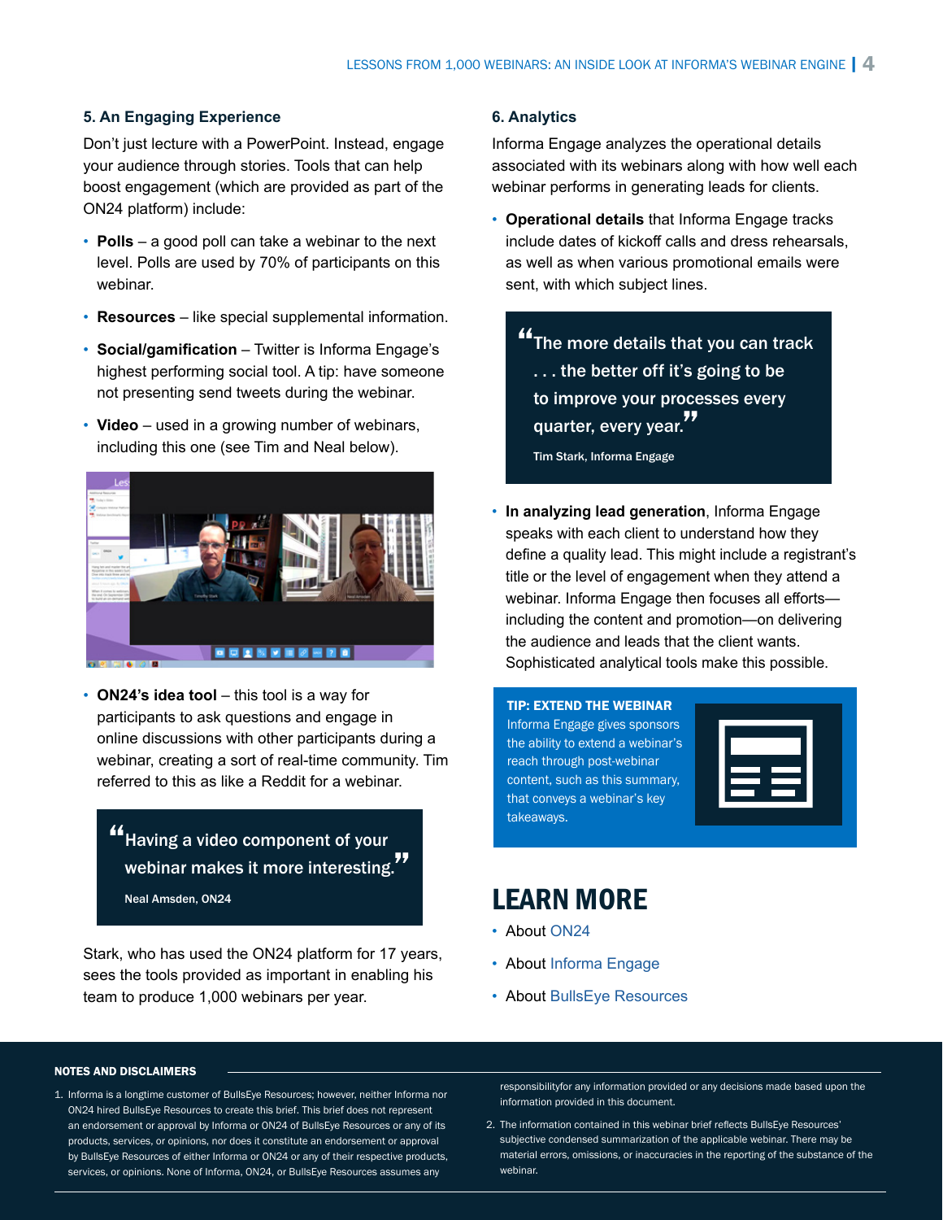### 5. An Engaging Experience

Don't just lecture with a PowerPoint. Instead, engage your audience through stories. Tools that can help boost engagement (which are provided as part of the ON24 platform) include:

- **Polls** – a good poll can take a webinar to the next level. Polls are used by 70% of participants on this webinar.
- **Resources** – like special supplemental information.
- **Social/gamification** – Twitter is Informa Engage's highest performing social tool. A tip: have someone not presenting send tweets during the webinar.
- **Video** – used in a growing number of webinars, including this one (see Tim and Neal below).
- **ON24's idea tool** – this tool is a way for participants to ask questions and engage in online discussions with other participants during a webinar, creating a sort of real-time community. Tim referred to this as like a Reddit for a webinar.

> "Having a video component of your webinar makes it more interesting."
>
> Neal Amsden, ON24

Stark, who has used the ON24 platform for 17 years, sees the tools provided as important in enabling his team to produce 1,000 webinars per year.

### 6. Analytics

Informa Engage analyzes the operational details associated with its webinars along with how well each webinar performs in generating leads for clients.

- **Operational details** that Informa Engage tracks include dates of kickoff calls and dress rehearsals, as well as when various promotional emails were sent, with which subject lines.

> "The more details that you can track . . . the better off it's going to be to improve your processes every quarter, every year."
>
> Tim Stark, Informa Engage

- **In analyzing lead generation**, Informa Engage speaks with each client to understand how they define a quality lead. This might include a registrant's title or the level of engagement when they attend a webinar. Informa Engage then focuses all efforts—including the content and promotion—on delivering the audience and leads that the client wants. Sophisticated analytical tools make this possible.

**TIP: EXTEND THE WEBINAR**
Informa Engage gives sponsors the ability to extend a webinar's reach through post-webinar content, such as this summary, that conveys a webinar's key takeaways.

## LEARN MORE

- About ON24
- About Informa Engage
- About BullsEye Resources

#### NOTES AND DISCLAIMERS

1. Informa is a longtime customer of BullsEye Resources; however, neither Informa nor ON24 hired BullsEye Resources to create this brief. This brief does not represent an endorsement or approval by Informa or ON24 of BullsEye Resources or any of its products, services, or opinions, nor does it constitute an endorsement or approval by BullsEye Resources of either Informa or ON24 or any of their respective products, services, or opinions. None of Informa, ON24, or BullsEye Resources assumes any responsibilityfor any information provided or any decisions made based upon the information provided in this document.
2. The information contained in this webinar brief reflects BullsEye Resources' subjective condensed summarization of the applicable webinar. There may be material errors, omissions, or inaccuracies in the reporting of the substance of the webinar.